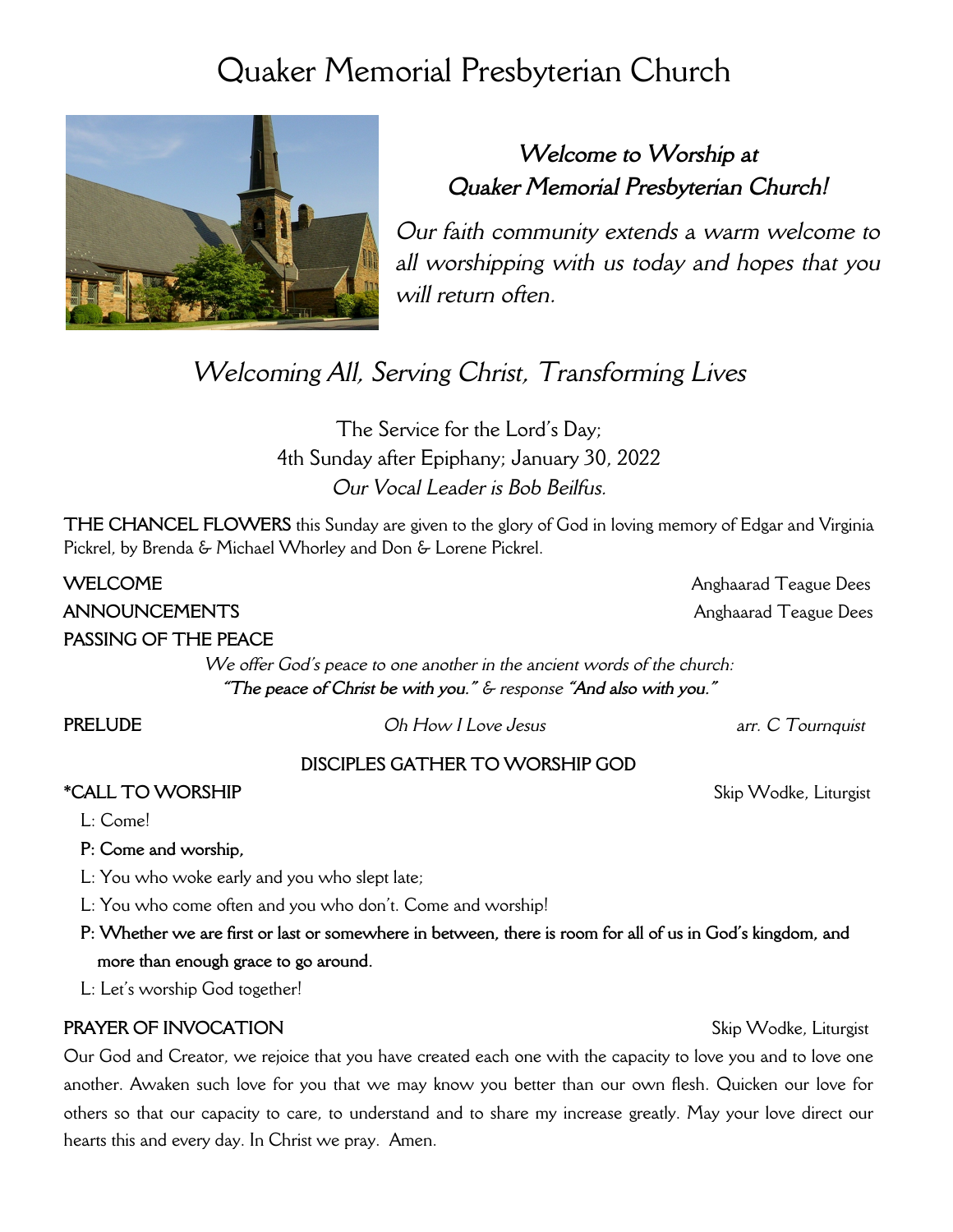# Quaker Memorial Presbyterian Church

***Welcome to Worship at Quaker Memorial Presbyterian Church!***

*Our faith community extends a warm welcome to all worshipping with us today and hopes that you will return often.*

*Welcoming All, Serving Christ, Transforming Lives*

The Service for the Lord's Day;
4th Sunday after Epiphany; January 30, 2022
*Our Vocal Leader is Bob Beilfus.*

**THE CHANCEL FLOWERS** this Sunday are given to the glory of God in loving memory of Edgar and Virginia Pickrel, by Brenda & Michael Whorley and Don & Lorene Pickrel.

**WELCOME** — Anghaarad Teague Dees

**ANNOUNCEMENTS** — Anghaarad Teague Dees

**PASSING OF THE PEACE**

*We offer God's peace to one another in the ancient words of the church:*
***"The peace of Christ be with you."*** *& response* ***"And also with you."***

**PRELUDE** — *Oh How I Love Jesus* — *arr. C Tournquist*

## DISCIPLES GATHER TO WORSHIP GOD

**\*CALL TO WORSHIP** — Skip Wodke, Liturgist

L: Come!

**P: Come and worship,**

L: You who woke early and you who slept late;

L: You who come often and you who don't. Come and worship!

**P: Whether we are first or last or somewhere in between, there is room for all of us in God's kingdom, and more than enough grace to go around.**

L: Let's worship God together!

**PRAYER OF INVOCATION** — Skip Wodke, Liturgist

Our God and Creator, we rejoice that you have created each one with the capacity to love you and to love one another. Awaken such love for you that we may know you better than our own flesh. Quicken our love for others so that our capacity to care, to understand and to share my increase greatly. May your love direct our hearts this and every day. In Christ we pray. Amen.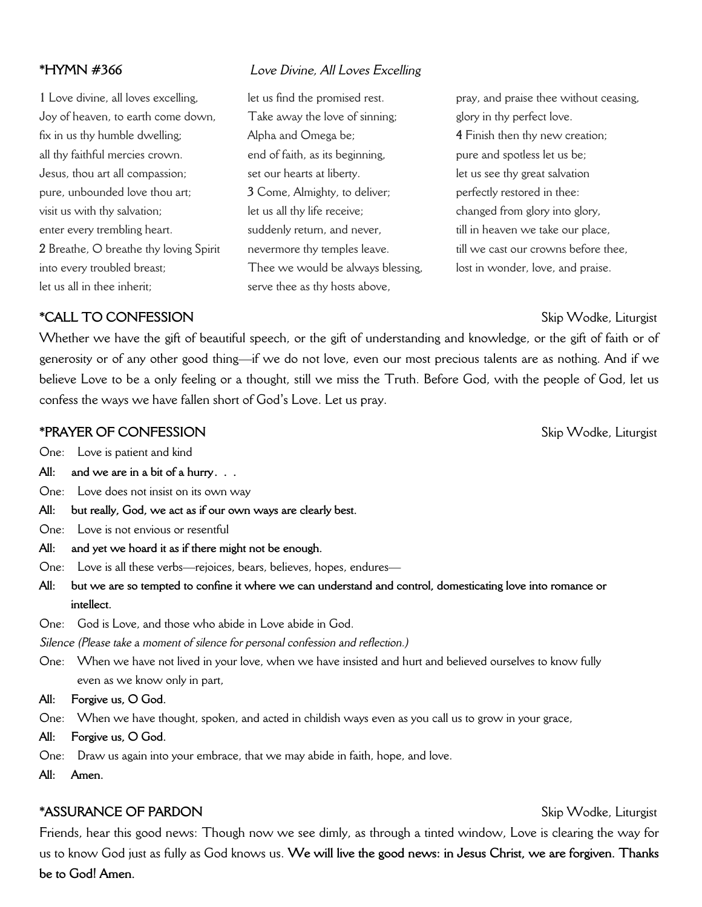## *HYMN #366 *Love Divine, All Loves Excelling*

1 Love divine, all loves excelling,
Joy of heaven, to earth come down,
fix in us thy humble dwelling;
all thy faithful mercies crown.
Jesus, thou art all compassion;
pure, unbounded love thou art;
visit us with thy salvation;
enter every trembling heart.

**2** Breathe, O breathe thy loving Spirit
into every troubled breast;
let us all in thee inherit;
let us find the promised rest.
Take away the love of sinning;
Alpha and Omega be;
end of faith, as its beginning,
set our hearts at liberty.

**3** Come, Almighty, to deliver;
let us all thy life receive;
suddenly return, and never,
nevermore thy temples leave.
Thee we would be always blessing,
serve thee as thy hosts above,
pray, and praise thee without ceasing,
glory in thy perfect love.

**4** Finish then thy new creation;
pure and spotless let us be;
let us see thy great salvation
perfectly restored in thee:
changed from glory into glory,
till in heaven we take our place,
till we cast our crowns before thee,
lost in wonder, love, and praise.

## *CALL TO CONFESSION Skip Wodke, Liturgist

Whether we have the gift of beautiful speech, or the gift of understanding and knowledge, or the gift of faith or of generosity or of any other good thing—if we do not love, even our most precious talents are as nothing. And if we believe Love to be a only feeling or a thought, still we miss the Truth. Before God, with the people of God, let us confess the ways we have fallen short of God's Love. Let us pray.

## *PRAYER OF CONFESSION Skip Wodke, Liturgist

One: Love is patient and kind

**All: and we are in a bit of a hurry. . .**

One: Love does not insist on its own way

**All: but really, God, we act as if our own ways are clearly best.**

One: Love is not envious or resentful

**All: and yet we hoard it as if there might not be enough.**

One: Love is all these verbs—rejoices, bears, believes, hopes, endures—

**All: but we are so tempted to confine it where we can understand and control, domesticating love into romance or intellect.**

One: God is Love, and those who abide in Love abide in God.

*Silence (Please take a moment of silence for personal confession and reflection.)*

One: When we have not lived in your love, when we have insisted and hurt and believed ourselves to know fully even as we know only in part,

**All: Forgive us, O God.**

One: When we have thought, spoken, and acted in childish ways even as you call us to grow in your grace,

**All: Forgive us, O God.**

One: Draw us again into your embrace, that we may abide in faith, hope, and love.

**All: Amen.**

## *ASSURANCE OF PARDON Skip Wodke, Liturgist

Friends, hear this good news: Though now we see dimly, as through a tinted window, Love is clearing the way for us to know God just as fully as God knows us. **We will live the good news: in Jesus Christ, we are forgiven. Thanks be to God! Amen.**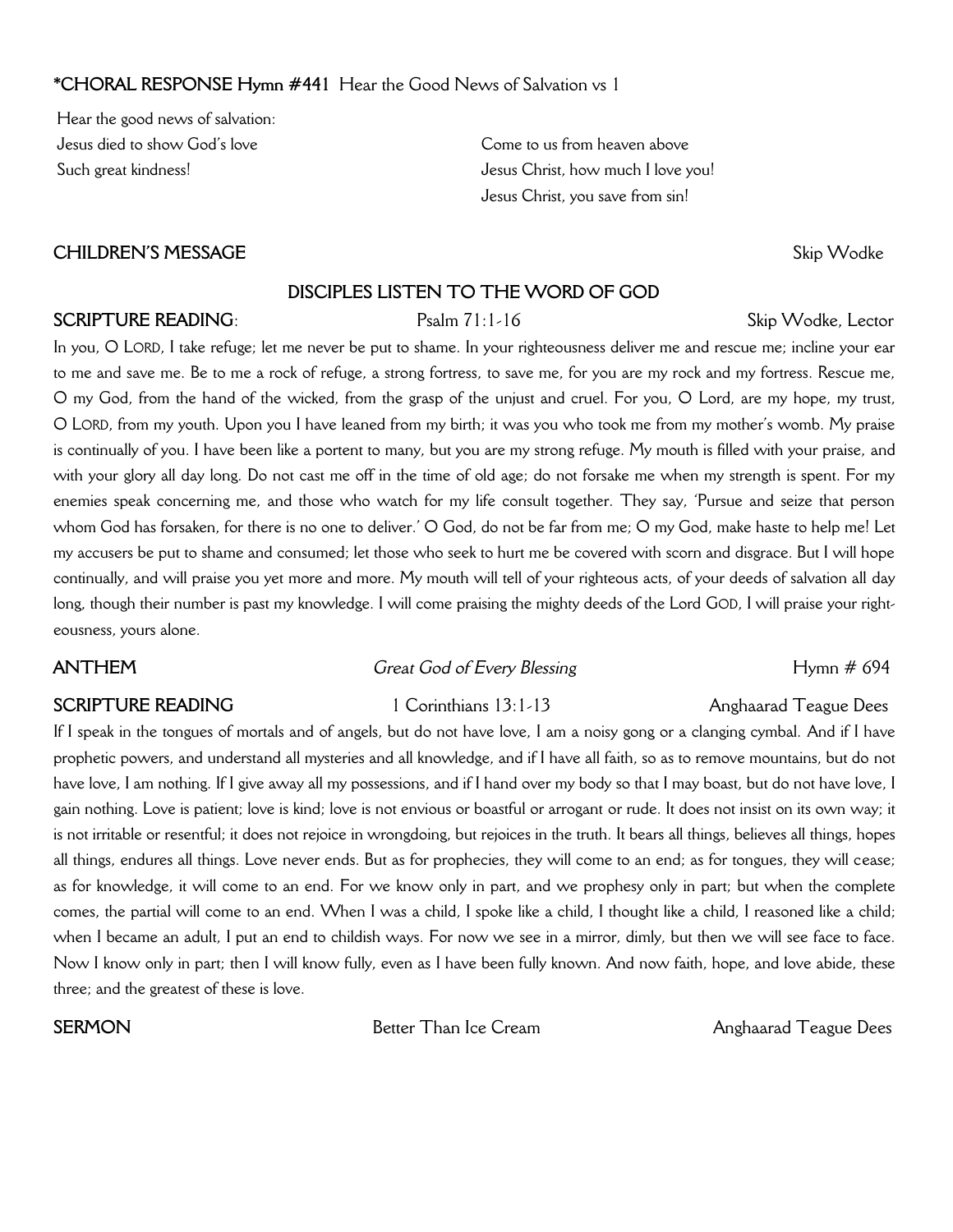**\*CHORAL RESPONSE Hymn #441** Hear the Good News of Salvation vs 1

Hear the good news of salvation:
Jesus died to show God's love
Such great kindness!
Come to us from heaven above
Jesus Christ, how much I love you!
Jesus Christ, you save from sin!

**CHILDREN'S MESSAGE** Skip Wodke

## DISCIPLES LISTEN TO THE WORD OF GOD

**SCRIPTURE READING**: Psalm 71:1-16 Skip Wodke, Lector

In you, O LORD, I take refuge; let me never be put to shame. In your righteousness deliver me and rescue me; incline your ear to me and save me. Be to me a rock of refuge, a strong fortress, to save me, for you are my rock and my fortress. Rescue me, O my God, from the hand of the wicked, from the grasp of the unjust and cruel. For you, O Lord, are my hope, my trust, O LORD, from my youth. Upon you I have leaned from my birth; it was you who took me from my mother's womb. My praise is continually of you. I have been like a portent to many, but you are my strong refuge. My mouth is filled with your praise, and with your glory all day long. Do not cast me off in the time of old age; do not forsake me when my strength is spent. For my enemies speak concerning me, and those who watch for my life consult together. They say, 'Pursue and seize that person whom God has forsaken, for there is no one to deliver.' O God, do not be far from me; O my God, make haste to help me! Let my accusers be put to shame and consumed; let those who seek to hurt me be covered with scorn and disgrace. But I will hope continually, and will praise you yet more and more. My mouth will tell of your righteous acts, of your deeds of salvation all day long, though their number is past my knowledge. I will come praising the mighty deeds of the Lord GOD, I will praise your righteousness, yours alone.

**ANTHEM** *Great God of Every Blessing* Hymn # 694

**SCRIPTURE READING** 1 Corinthians 13:1-13 Anghaarad Teague Dees

If I speak in the tongues of mortals and of angels, but do not have love, I am a noisy gong or a clanging cymbal. And if I have prophetic powers, and understand all mysteries and all knowledge, and if I have all faith, so as to remove mountains, but do not have love, I am nothing. If I give away all my possessions, and if I hand over my body so that I may boast, but do not have love, I gain nothing. Love is patient; love is kind; love is not envious or boastful or arrogant or rude. It does not insist on its own way; it is not irritable or resentful; it does not rejoice in wrongdoing, but rejoices in the truth. It bears all things, believes all things, hopes all things, endures all things. Love never ends. But as for prophecies, they will come to an end; as for tongues, they will cease; as for knowledge, it will come to an end. For we know only in part, and we prophesy only in part; but when the complete comes, the partial will come to an end. When I was a child, I spoke like a child, I thought like a child, I reasoned like a child; when I became an adult, I put an end to childish ways. For now we see in a mirror, dimly, but then we will see face to face. Now I know only in part; then I will know fully, even as I have been fully known. And now faith, hope, and love abide, these three; and the greatest of these is love.

**SERMON** Better Than Ice Cream Anghaarad Teague Dees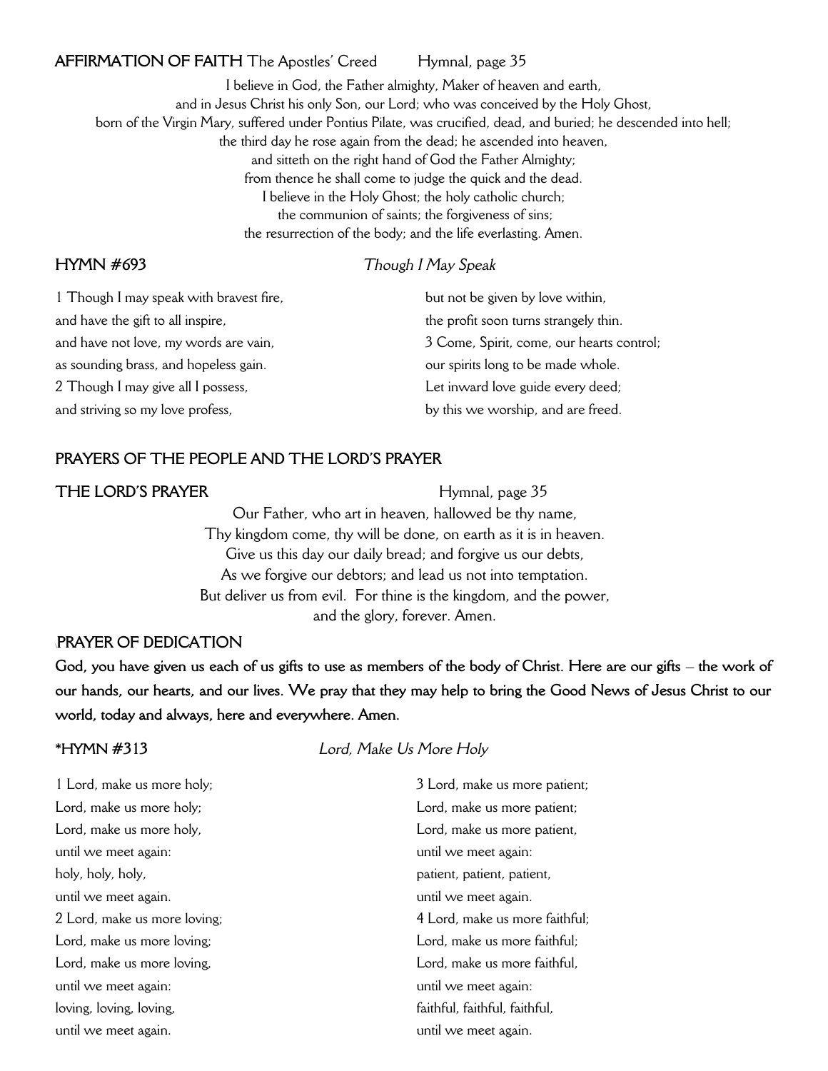**AFFIRMATION OF FAITH** The Apostles' Creed Hymnal, page 35

I believe in God, the Father almighty, Maker of heaven and earth,
and in Jesus Christ his only Son, our Lord; who was conceived by the Holy Ghost,
born of the Virgin Mary, suffered under Pontius Pilate, was crucified, dead, and buried; he descended into hell;
the third day he rose again from the dead; he ascended into heaven,
and sitteth on the right hand of God the Father Almighty;
from thence he shall come to judge the quick and the dead.
I believe in the Holy Ghost; the holy catholic church;
the communion of saints; the forgiveness of sins;
the resurrection of the body; and the life everlasting. Amen.

**HYMN #693** *Though I May Speak*

1 Though I may speak with bravest fire,
and have the gift to all inspire,
and have not love, my words are vain,
as sounding brass, and hopeless gain.
2 Though I may give all I possess,
and striving so my love profess,
but not be given by love within,
the profit soon turns strangely thin.
3 Come, Spirit, come, our hearts control;
our spirits long to be made whole.
Let inward love guide every deed;
by this we worship, and are freed.

**PRAYERS OF THE PEOPLE AND THE LORD'S PRAYER**

**THE LORD'S PRAYER** Hymnal, page 35

Our Father, who art in heaven, hallowed be thy name,
Thy kingdom come, thy will be done, on earth as it is in heaven.
Give us this day our daily bread; and forgive us our debts,
As we forgive our debtors; and lead us not into temptation.
But deliver us from evil. For thine is the kingdom, and the power,
and the glory, forever. Amen.

**PRAYER OF DEDICATION**

**God, you have given us each of us gifts to use as members of the body of Christ. Here are our gifts – the work of our hands, our hearts, and our lives. We pray that they may help to bring the Good News of Jesus Christ to our world, today and always, here and everywhere. Amen.**

**\*HYMN #313** *Lord, Make Us More Holy*

1 Lord, make us more holy;
Lord, make us more holy;
Lord, make us more holy,
until we meet again:
holy, holy, holy,
until we meet again.
2 Lord, make us more loving;
Lord, make us more loving;
Lord, make us more loving,
until we meet again:
loving, loving, loving,
until we meet again.
3 Lord, make us more patient;
Lord, make us more patient;
Lord, make us more patient,
until we meet again:
patient, patient, patient,
until we meet again.
4 Lord, make us more faithful;
Lord, make us more faithful;
Lord, make us more faithful,
until we meet again:
faithful, faithful, faithful,
until we meet again.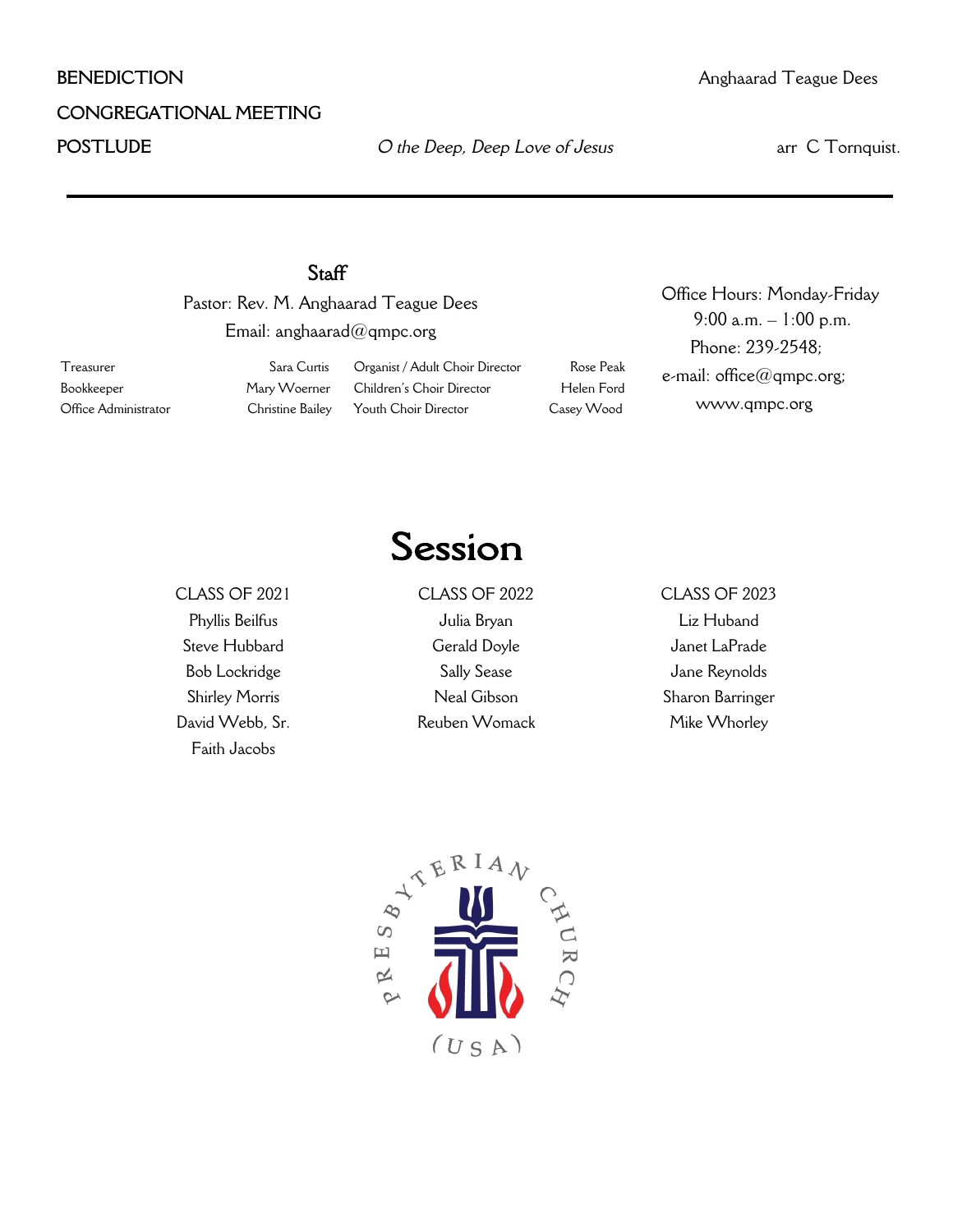**BENEDICTION** Anghaarad Teague Dees

**CONGREGATIONAL MEETING**

**POSTLUDE** *O the Deep, Deep Love of Jesus* arr C Tornquist.

---

## Staff

Pastor: Rev. M. Anghaarad Teague Dees

Email: anghaarad@qmpc.org

| | | | |
|---|---|---|---|
| Treasurer | Sara Curtis | Organist / Adult Choir Director | Rose Peak |
| Bookkeeper | Mary Woerner | Children's Choir Director | Helen Ford |
| Office Administrator | Christine Bailey | Youth Choir Director | Casey Wood |

Office Hours: Monday-Friday
9:00 a.m. – 1:00 p.m.
Phone: 239-2548;
e-mail: office@qmpc.org;
www.qmpc.org

# Session

| CLASS OF 2021 | CLASS OF 2022 | CLASS OF 2023 |
|---|---|---|
| Phyllis Beilfus | Julia Bryan | Liz Huband |
| Steve Hubbard | Gerald Doyle | Janet LaPrade |
| Bob Lockridge | Sally Sease | Jane Reynolds |
| Shirley Morris | Neal Gibson | Sharon Barringer |
| David Webb, Sr. | Reuben Womack | Mike Whorley |
| Faith Jacobs | | |

PRESBYTERIAN CHURCH (USA)